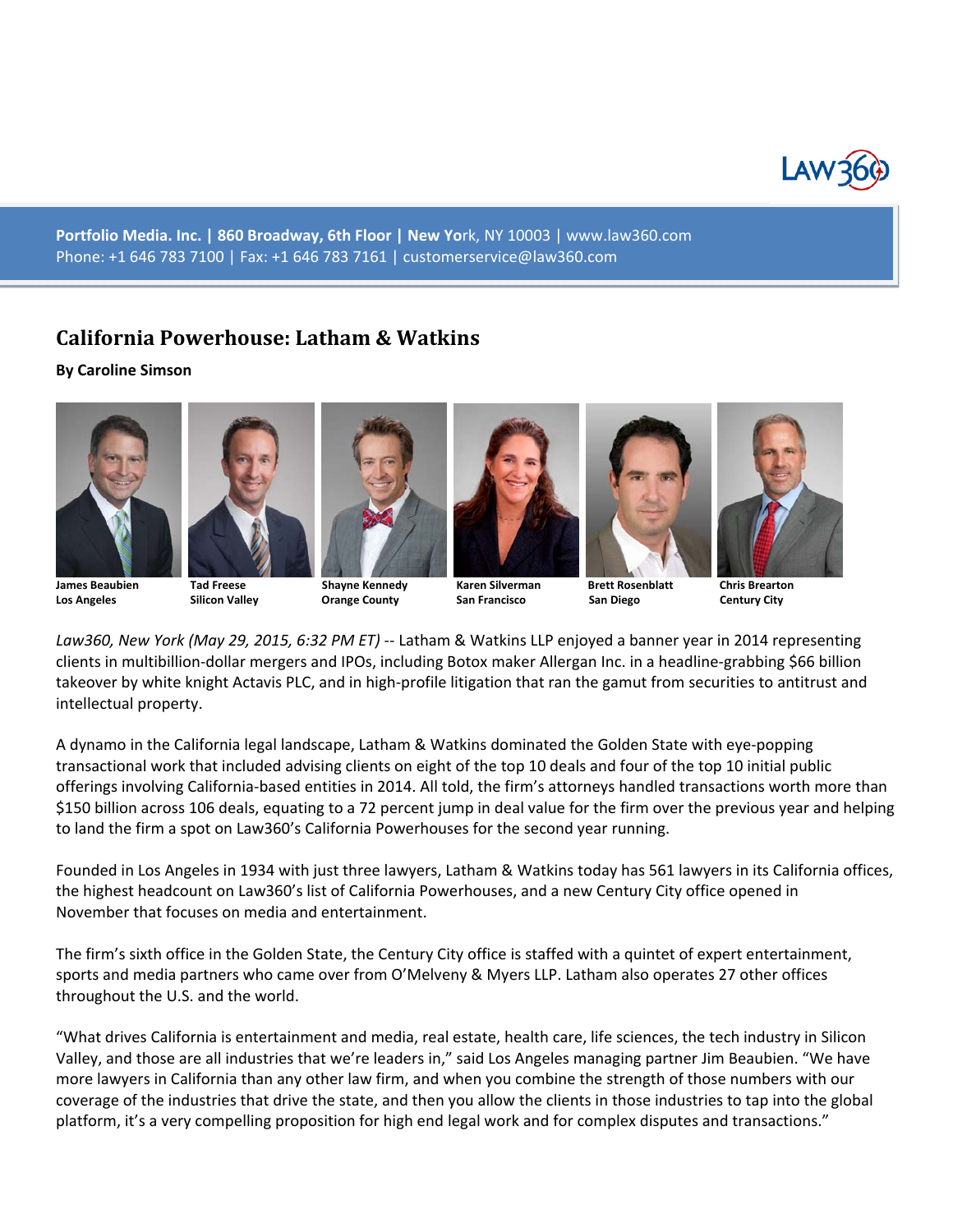Portfolio Media. Inc. | 860 Broadway, 6th Floor | New York, NY 10003 | www.law360.com
Phone: +1 646 783 7100 | Fax: +1 646 783 7161 | customerservice@law360.com

# California Powerhouse: Latham & Watkins

**By Caroline Simson**

| **James Beaubien** | **Tad Freese** | **Shayne Kennedy** | **Karen Silverman** | **Brett Rosenblatt** | **Chris Brearton** |
|---|---|---|---|---|---|
| **Los Angeles** | **Silicon Valley** | **Orange County** | **San Francisco** | **San Diego** | **Century City** |

*Law360, New York (May 29, 2015, 6:32 PM ET)* -- Latham & Watkins LLP enjoyed a banner year in 2014 representing clients in multibillion-dollar mergers and IPOs, including Botox maker Allergan Inc. in a headline-grabbing $66 billion takeover by white knight Actavis PLC, and in high-profile litigation that ran the gamut from securities to antitrust and intellectual property.

A dynamo in the California legal landscape, Latham & Watkins dominated the Golden State with eye-popping transactional work that included advising clients on eight of the top 10 deals and four of the top 10 initial public offerings involving California-based entities in 2014. All told, the firm's attorneys handled transactions worth more than $150 billion across 106 deals, equating to a 72 percent jump in deal value for the firm over the previous year and helping to land the firm a spot on Law360's California Powerhouses for the second year running.

Founded in Los Angeles in 1934 with just three lawyers, Latham & Watkins today has 561 lawyers in its California offices, the highest headcount on Law360's list of California Powerhouses, and a new Century City office opened in November that focuses on media and entertainment.

The firm's sixth office in the Golden State, the Century City office is staffed with a quintet of expert entertainment, sports and media partners who came over from O'Melveny & Myers LLP. Latham also operates 27 other offices throughout the U.S. and the world.

"What drives California is entertainment and media, real estate, health care, life sciences, the tech industry in Silicon Valley, and those are all industries that we're leaders in," said Los Angeles managing partner Jim Beaubien. "We have more lawyers in California than any other law firm, and when you combine the strength of those numbers with our coverage of the industries that drive the state, and then you allow the clients in those industries to tap into the global platform, it's a very compelling proposition for high end legal work and for complex disputes and transactions."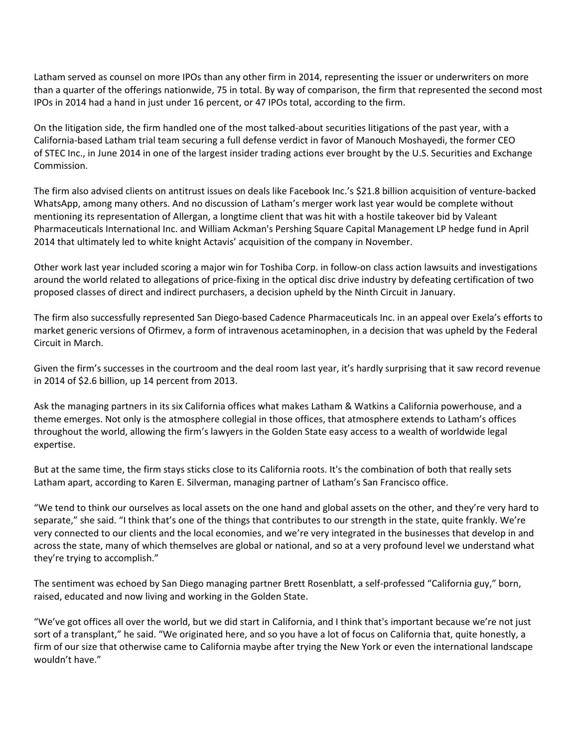Latham served as counsel on more IPOs than any other firm in 2014, representing the issuer or underwriters on more than a quarter of the offerings nationwide, 75 in total. By way of comparison, the firm that represented the second most IPOs in 2014 had a hand in just under 16 percent, or 47 IPOs total, according to the firm.

On the litigation side, the firm handled one of the most talked-about securities litigations of the past year, with a California-based Latham trial team securing a full defense verdict in favor of Manouch Moshayedi, the former CEO of STEC Inc., in June 2014 in one of the largest insider trading actions ever brought by the U.S. Securities and Exchange Commission.

The firm also advised clients on antitrust issues on deals like Facebook Inc.'s $21.8 billion acquisition of venture-backed WhatsApp, among many others. And no discussion of Latham's merger work last year would be complete without mentioning its representation of Allergan, a longtime client that was hit with a hostile takeover bid by Valeant Pharmaceuticals International Inc. and William Ackman's Pershing Square Capital Management LP hedge fund in April 2014 that ultimately led to white knight Actavis' acquisition of the company in November.

Other work last year included scoring a major win for Toshiba Corp. in follow-on class action lawsuits and investigations around the world related to allegations of price-fixing in the optical disc drive industry by defeating certification of two proposed classes of direct and indirect purchasers, a decision upheld by the Ninth Circuit in January.

The firm also successfully represented San Diego-based Cadence Pharmaceuticals Inc. in an appeal over Exela's efforts to market generic versions of Ofirmev, a form of intravenous acetaminophen, in a decision that was upheld by the Federal Circuit in March.

Given the firm's successes in the courtroom and the deal room last year, it's hardly surprising that it saw record revenue in 2014 of $2.6 billion, up 14 percent from 2013.

Ask the managing partners in its six California offices what makes Latham & Watkins a California powerhouse, and a theme emerges. Not only is the atmosphere collegial in those offices, that atmosphere extends to Latham's offices throughout the world, allowing the firm's lawyers in the Golden State easy access to a wealth of worldwide legal expertise.

But at the same time, the firm stays sticks close to its California roots. It's the combination of both that really sets Latham apart, according to Karen E. Silverman, managing partner of Latham's San Francisco office.

"We tend to think our ourselves as local assets on the one hand and global assets on the other, and they're very hard to separate," she said. "I think that's one of the things that contributes to our strength in the state, quite frankly. We're very connected to our clients and the local economies, and we're very integrated in the businesses that develop in and across the state, many of which themselves are global or national, and so at a very profound level we understand what they're trying to accomplish."

The sentiment was echoed by San Diego managing partner Brett Rosenblatt, a self-professed "California guy," born, raised, educated and now living and working in the Golden State.

"We've got offices all over the world, but we did start in California, and I think that's important because we're not just sort of a transplant," he said. "We originated here, and so you have a lot of focus on California that, quite honestly, a firm of our size that otherwise came to California maybe after trying the New York or even the international landscape wouldn't have."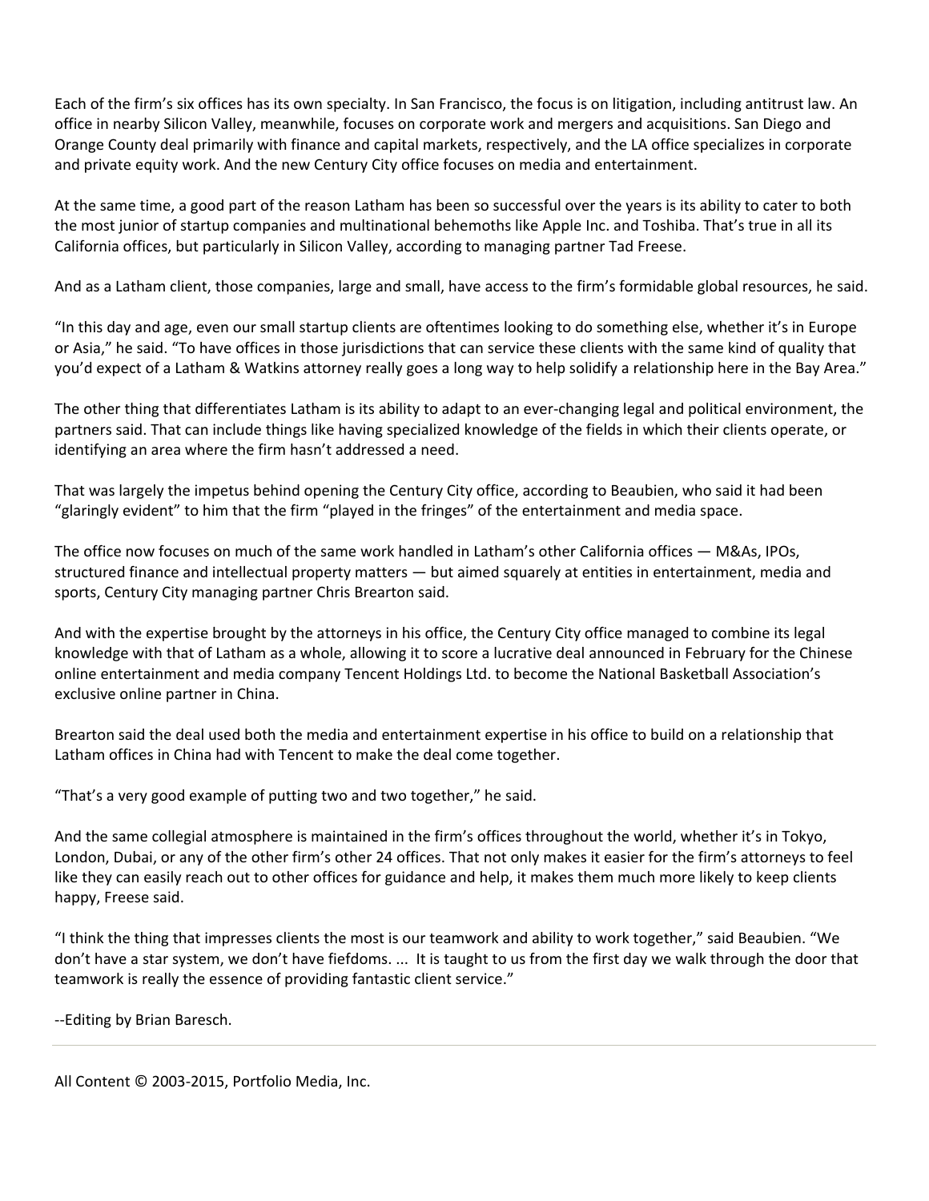Each of the firm's six offices has its own specialty. In San Francisco, the focus is on litigation, including antitrust law. An office in nearby Silicon Valley, meanwhile, focuses on corporate work and mergers and acquisitions. San Diego and Orange County deal primarily with finance and capital markets, respectively, and the LA office specializes in corporate and private equity work. And the new Century City office focuses on media and entertainment.

At the same time, a good part of the reason Latham has been so successful over the years is its ability to cater to both the most junior of startup companies and multinational behemoths like Apple Inc. and Toshiba. That's true in all its California offices, but particularly in Silicon Valley, according to managing partner Tad Freese.

And as a Latham client, those companies, large and small, have access to the firm's formidable global resources, he said.

"In this day and age, even our small startup clients are oftentimes looking to do something else, whether it's in Europe or Asia," he said. "To have offices in those jurisdictions that can service these clients with the same kind of quality that you'd expect of a Latham & Watkins attorney really goes a long way to help solidify a relationship here in the Bay Area."

The other thing that differentiates Latham is its ability to adapt to an ever-changing legal and political environment, the partners said. That can include things like having specialized knowledge of the fields in which their clients operate, or identifying an area where the firm hasn't addressed a need.

That was largely the impetus behind opening the Century City office, according to Beaubien, who said it had been "glaringly evident" to him that the firm "played in the fringes" of the entertainment and media space.

The office now focuses on much of the same work handled in Latham's other California offices — M&As, IPOs, structured finance and intellectual property matters — but aimed squarely at entities in entertainment, media and sports, Century City managing partner Chris Brearton said.

And with the expertise brought by the attorneys in his office, the Century City office managed to combine its legal knowledge with that of Latham as a whole, allowing it to score a lucrative deal announced in February for the Chinese online entertainment and media company Tencent Holdings Ltd. to become the National Basketball Association's exclusive online partner in China.

Brearton said the deal used both the media and entertainment expertise in his office to build on a relationship that Latham offices in China had with Tencent to make the deal come together.

"That's a very good example of putting two and two together," he said.

And the same collegial atmosphere is maintained in the firm's offices throughout the world, whether it's in Tokyo, London, Dubai, or any of the other firm's other 24 offices. That not only makes it easier for the firm's attorneys to feel like they can easily reach out to other offices for guidance and help, it makes them much more likely to keep clients happy, Freese said.

"I think the thing that impresses clients the most is our teamwork and ability to work together," said Beaubien. "We don't have a star system, we don't have fiefdoms. ... It is taught to us from the first day we walk through the door that teamwork is really the essence of providing fantastic client service."

--Editing by Brian Baresch.

---

All Content © 2003-2015, Portfolio Media, Inc.